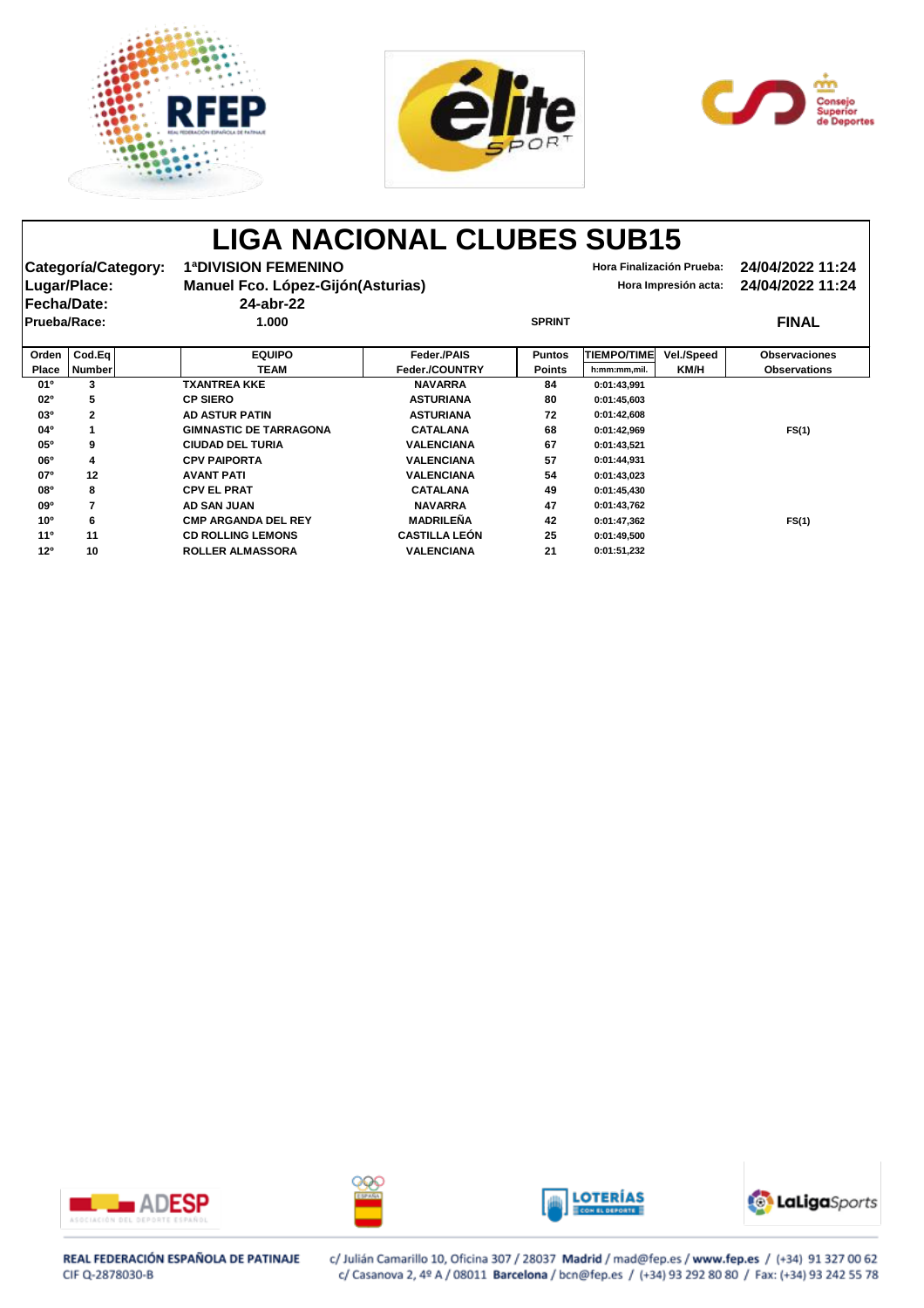# LIGA NACIONAL CLUBES SUB15

**Categoría/Category:** 1ªDIVISION FEMENINO  
**Lugar/Place:** Manuel Fco. López-Gijón(Asturias)  
**Fecha/Date:** 24-abr-22  
**Prueba/Race:** 1.000 SPRINT **FINAL**

Hora Finalización Prueba: 24/04/2022 11:24  
Hora Impresión acta: 24/04/2022 11:24

| Orden Place | Cod.Eq Number | EQUIPO TEAM | Feder./PAIS Feder./COUNTRY | Puntos Points | TIEMPO/TIME h:mm:mm,mil. | Vel./Speed KM/H | Observaciones Observations |
|---|---|---|---|---|---|---|---|
| 01º | 3 | TXANTREA KKE | NAVARRA | 84 | 0:01:43,991 | | |
| 02º | 5 | CP SIERO | ASTURIANA | 80 | 0:01:45,603 | | |
| 03º | 2 | AD ASTUR PATIN | ASTURIANA | 72 | 0:01:42,608 | | |
| 04º | 1 | GIMNASTIC DE TARRAGONA | CATALANA | 68 | 0:01:42,969 | | FS(1) |
| 05º | 9 | CIUDAD DEL TURIA | VALENCIANA | 67 | 0:01:43,521 | | |
| 06º | 4 | CPV PAIPORTA | VALENCIANA | 57 | 0:01:44,931 | | |
| 07º | 12 | AVANT PATI | VALENCIANA | 54 | 0:01:43,023 | | |
| 08º | 8 | CPV EL PRAT | CATALANA | 49 | 0:01:45,430 | | |
| 09º | 7 | AD SAN JUAN | NAVARRA | 47 | 0:01:43,762 | | |
| 10º | 6 | CMP ARGANDA DEL REY | MADRILEÑA | 42 | 0:01:47,362 | | FS(1) |
| 11º | 11 | CD ROLLING LEMONS | CASTILLA LEÓN | 25 | 0:01:49,500 | | |
| 12º | 10 | ROLLER ALMASSORA | VALENCIANA | 21 | 0:01:51,232 | | |

REAL FEDERACIÓN ESPAÑOLA DE PATINAJE  
CIF Q-2878030-B  
c/ Julián Camarillo 10, Oficina 307 / 28037 **Madrid** / mad@fep.es / **www.fep.es** / (+34) 91 327 00 62  
c/ Casanova 2, 4º A / 08011 **Barcelona** / bcn@fep.es / (+34) 93 292 80 80 / Fax: (+34) 93 242 55 78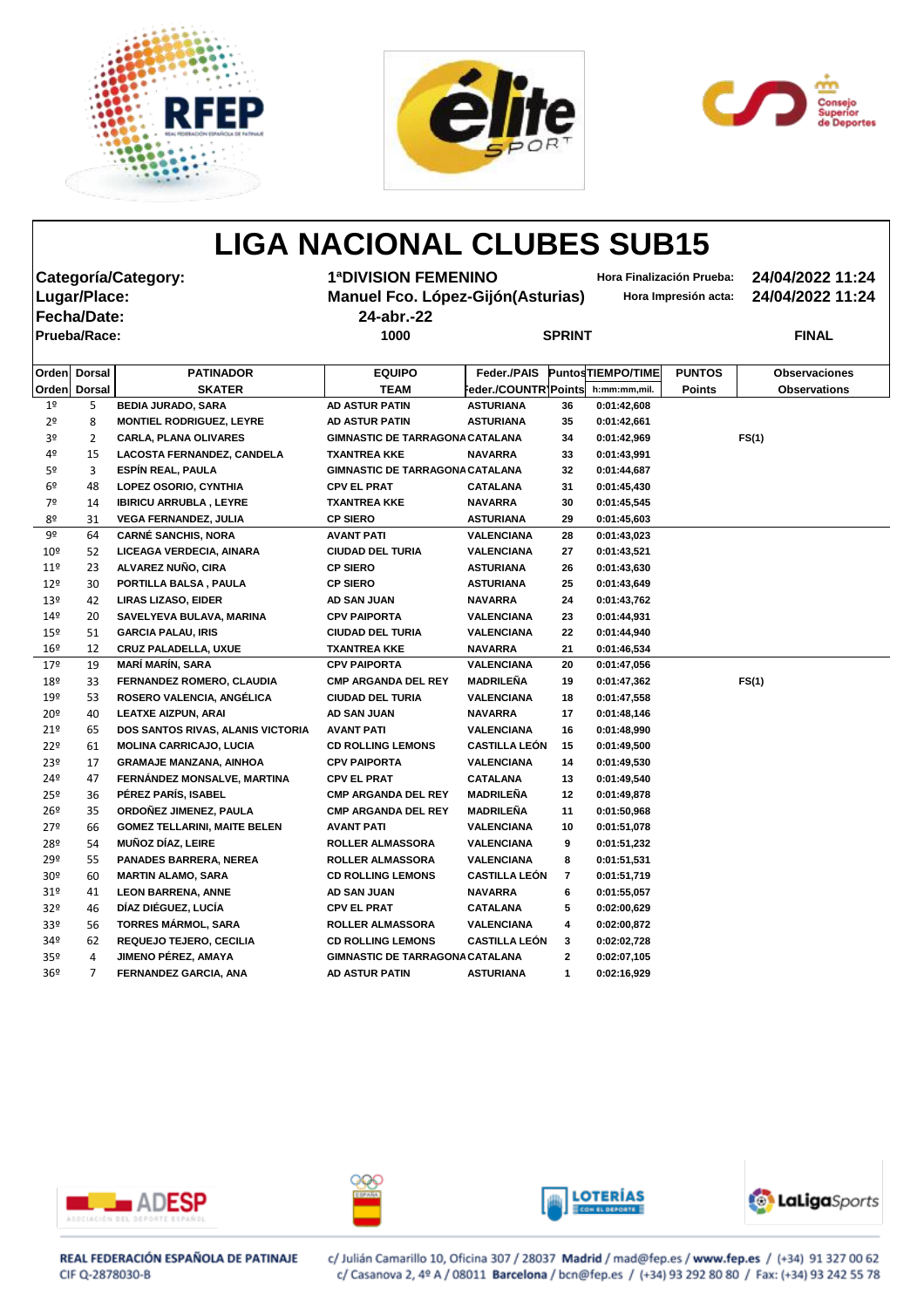# LIGA NACIONAL CLUBES SUB15

**Categoría/Category:** 1ªDIVISION FEMENINO — **Hora Finalización Prueba:** 24/04/2022 11:24

**Lugar/Place:** Manuel Fco. López-Gijón(Asturias) — **Hora Impresión acta:** 24/04/2022 11:24

**Fecha/Date:** 24-abr.-22

**Prueba/Race:** 1000 — SPRINT — FINAL

| Orden<br>Orden | Dorsal<br>Dorsal | PATINADOR<br>SKATER | EQUIPO<br>TEAM | Feder./PAIS<br>Feder./COUNTRY | Puntos<br>Points | TIEMPO/TIME<br>h:mm:mm,mil. | PUNTOS<br>Points | Observaciones<br>Observations |
|---|---|---|---|---|---|---|---|---|
| 1º | 5 | BEDIA JURADO, SARA | AD ASTUR PATIN | ASTURIANA | 36 | 0:01:42,608 | | |
| 2º | 8 | MONTIEL RODRIGUEZ, LEYRE | AD ASTUR PATIN | ASTURIANA | 35 | 0:01:42,661 | | |
| 3º | 2 | CARLA, PLANA OLIVARES | GIMNASTIC DE TARRAGONA | CATALANA | 34 | 0:01:42,969 | | FS(1) |
| 4º | 15 | LACOSTA FERNANDEZ, CANDELA | TXANTREA KKE | NAVARRA | 33 | 0:01:43,991 | | |
| 5º | 3 | ESPÍN REAL, PAULA | GIMNASTIC DE TARRAGONA | CATALANA | 32 | 0:01:44,687 | | |
| 6º | 48 | LOPEZ OSORIO, CYNTHIA | CPV EL PRAT | CATALANA | 31 | 0:01:45,430 | | |
| 7º | 14 | IBIRICU ARRUBLA , LEYRE | TXANTREA KKE | NAVARRA | 30 | 0:01:45,545 | | |
| 8º | 31 | VEGA FERNANDEZ, JULIA | CP SIERO | ASTURIANA | 29 | 0:01:45,603 | | |
| 9º | 64 | CARNÉ SANCHIS, NORA | AVANT PATI | VALENCIANA | 28 | 0:01:43,023 | | |
| 10º | 52 | LICEAGA VERDECIA, AINARA | CIUDAD DEL TURIA | VALENCIANA | 27 | 0:01:43,521 | | |
| 11º | 23 | ALVAREZ NUÑO, CIRA | CP SIERO | ASTURIANA | 26 | 0:01:43,630 | | |
| 12º | 30 | PORTILLA BALSA , PAULA | CP SIERO | ASTURIANA | 25 | 0:01:43,649 | | |
| 13º | 42 | LIRAS LIZASO, EIDER | AD SAN JUAN | NAVARRA | 24 | 0:01:43,762 | | |
| 14º | 20 | SAVELYEVA BULAVA, MARINA | CPV PAIPORTA | VALENCIANA | 23 | 0:01:44,931 | | |
| 15º | 51 | GARCIA PALAU, IRIS | CIUDAD DEL TURIA | VALENCIANA | 22 | 0:01:44,940 | | |
| 16º | 12 | CRUZ PALADELLA, UXUE | TXANTREA KKE | NAVARRA | 21 | 0:01:46,534 | | |
| 17º | 19 | MARÍ MARÍN, SARA | CPV PAIPORTA | VALENCIANA | 20 | 0:01:47,056 | | |
| 18º | 33 | FERNANDEZ ROMERO, CLAUDIA | CMP ARGANDA DEL REY | MADRILEÑA | 19 | 0:01:47,362 | | FS(1) |
| 19º | 53 | ROSERO VALENCIA, ANGÉLICA | CIUDAD DEL TURIA | VALENCIANA | 18 | 0:01:47,558 | | |
| 20º | 40 | LEATXE AIZPUN, ARAI | AD SAN JUAN | NAVARRA | 17 | 0:01:48,146 | | |
| 21º | 65 | DOS SANTOS RIVAS, ALANIS VICTORIA | AVANT PATI | VALENCIANA | 16 | 0:01:48,990 | | |
| 22º | 61 | MOLINA CARRICAJO, LUCIA | CD ROLLING LEMONS | CASTILLA LEÓN | 15 | 0:01:49,500 | | |
| 23º | 17 | GRAMAJE MANZANA, AINHOA | CPV PAIPORTA | VALENCIANA | 14 | 0:01:49,530 | | |
| 24º | 47 | FERNÁNDEZ MONSALVE, MARTINA | CPV EL PRAT | CATALANA | 13 | 0:01:49,540 | | |
| 25º | 36 | PÉREZ PARÍS, ISABEL | CMP ARGANDA DEL REY | MADRILEÑA | 12 | 0:01:49,878 | | |
| 26º | 35 | ORDOÑEZ JIMENEZ, PAULA | CMP ARGANDA DEL REY | MADRILEÑA | 11 | 0:01:50,968 | | |
| 27º | 66 | GOMEZ TELLARINI, MAITE BELEN | AVANT PATI | VALENCIANA | 10 | 0:01:51,078 | | |
| 28º | 54 | MUÑOZ DÍAZ, LEIRE | ROLLER ALMASSORA | VALENCIANA | 9 | 0:01:51,232 | | |
| 29º | 55 | PANADES BARRERA, NEREA | ROLLER ALMASSORA | VALENCIANA | 8 | 0:01:51,531 | | |
| 30º | 60 | MARTIN ALAMO, SARA | CD ROLLING LEMONS | CASTILLA LEÓN | 7 | 0:01:51,719 | | |
| 31º | 41 | LEON BARRENA, ANNE | AD SAN JUAN | NAVARRA | 6 | 0:01:55,057 | | |
| 32º | 46 | DÍAZ DIÉGUEZ, LUCÍA | CPV EL PRAT | CATALANA | 5 | 0:02:00,629 | | |
| 33º | 56 | TORRES MÁRMOL, SARA | ROLLER ALMASSORA | VALENCIANA | 4 | 0:02:00,872 | | |
| 34º | 62 | REQUEJO TEJERO, CECILIA | CD ROLLING LEMONS | CASTILLA LEÓN | 3 | 0:02:02,728 | | |
| 35º | 4 | JIMENO PÉREZ, AMAYA | GIMNASTIC DE TARRAGONA | CATALANA | 2 | 0:02:07,105 | | |
| 36º | 7 | FERNANDEZ GARCIA, ANA | AD ASTUR PATIN | ASTURIANA | 1 | 0:02:16,929 | | |

REAL FEDERACIÓN ESPAÑOLA DE PATINAJE
CIF Q-2878030-B

c/ Julián Camarillo 10, Oficina 307 / 28037 **Madrid** / mad@fep.es / **www.fep.es** / (+34) 91 327 00 62
c/ Casanova 2, 4º A / 08011 **Barcelona** / bcn@fep.es / (+34) 93 292 80 80 / Fax: (+34) 93 242 55 78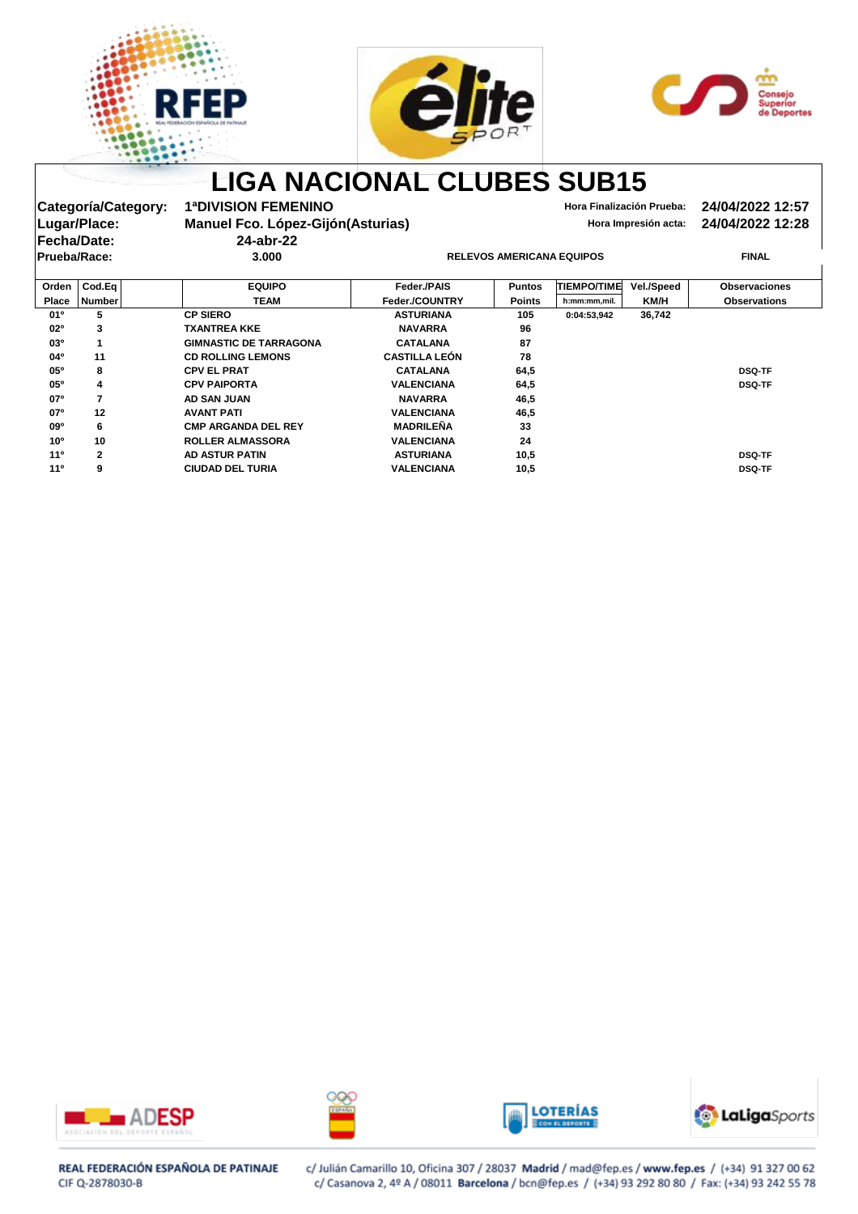# LIGA NACIONAL CLUBES SUB15

**Categoría/Category:** 1ªDIVISION FEMENINO — Hora Finalización Prueba: 24/04/2022 12:57

**Lugar/Place:** Manuel Fco. López-Gijón(Asturias) — Hora Impresión acta: 24/04/2022 12:28

**Fecha/Date:** 24-abr-22

**Prueba/Race:** 3.000 — RELEVOS AMERICANA EQUIPOS — FINAL

| Orden Place | Cod.Eq Number | EQUIPO TEAM | Feder./PAIS Feder./COUNTRY | Puntos Points | TIEMPO/TIME h:mm:mm,mil. | Vel./Speed KM/H | Observaciones Observations |
|---|---|---|---|---|---|---|---|
| 01º | 5 | CP SIERO | ASTURIANA | 105 | 0:04:53,942 | 36,742 | |
| 02º | 3 | TXANTREA KKE | NAVARRA | 96 | | | |
| 03º | 1 | GIMNASTIC DE TARRAGONA | CATALANA | 87 | | | |
| 04º | 11 | CD ROLLING LEMONS | CASTILLA LEÓN | 78 | | | |
| 05º | 8 | CPV EL PRAT | CATALANA | 64,5 | | | DSQ-TF |
| 05º | 4 | CPV PAIPORTA | VALENCIANA | 64,5 | | | DSQ-TF |
| 07º | 7 | AD SAN JUAN | NAVARRA | 46,5 | | | |
| 07º | 12 | AVANT PATI | VALENCIANA | 46,5 | | | |
| 09º | 6 | CMP ARGANDA DEL REY | MADRILEÑA | 33 | | | |
| 10º | 10 | ROLLER ALMASSORA | VALENCIANA | 24 | | | |
| 11º | 2 | AD ASTUR PATIN | ASTURIANA | 10,5 | | | DSQ-TF |
| 11º | 9 | CIUDAD DEL TURIA | VALENCIANA | 10,5 | | | DSQ-TF |

REAL FEDERACIÓN ESPAÑOLA DE PATINAJE
CIF Q-2878030-B

c/ Julián Camarillo 10, Oficina 307 / 28037 Madrid / mad@fep.es / www.fep.es / (+34) 91 327 00 62
c/ Casanova 2, 4º A / 08011 Barcelona / bcn@fep.es / (+34) 93 292 80 80 / Fax: (+34) 93 242 55 78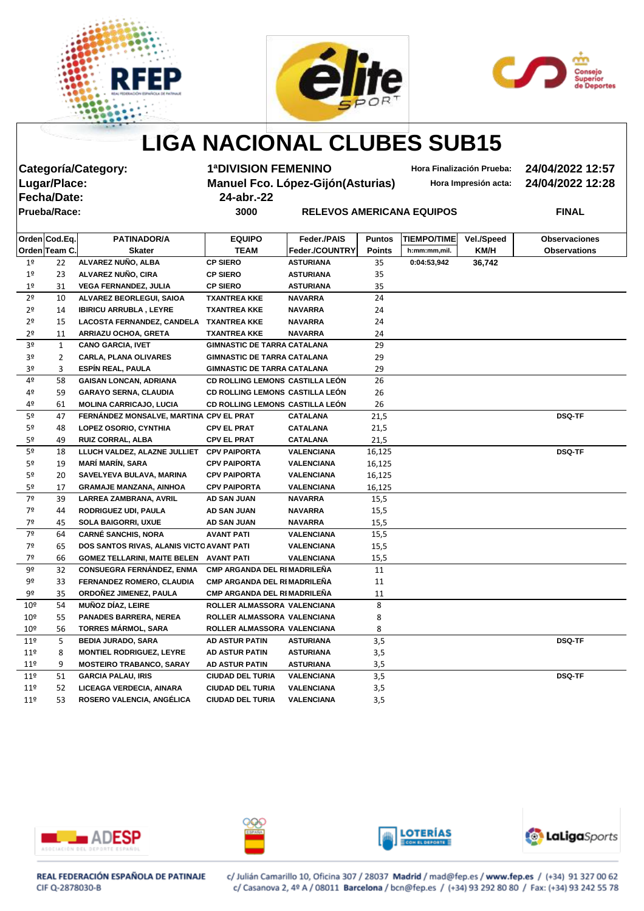# LIGA NACIONAL CLUBES SUB15

**Categoría/Category:** 1ªDIVISION FEMENINO — Hora Finalización Prueba: 24/04/2022 12:57
**Lugar/Place:** Manuel Fco. López-Gijón(Asturias) — Hora Impresión acta: 24/04/2022 12:28
**Fecha/Date:** 24-abr.-22
**Prueba/Race:** 3000 — RELEVOS AMERICANA EQUIPOS — **FINAL**

| Orden / Orden | Cod.Eq. / Team C. | PATINADOR/A / Skater | EQUIPO / TEAM | Feder./PAIS / Feder./COUNTRY | Puntos / Points | TIEMPO/TIME / h:mm:mm,mil. | Vel./Speed / KM/H | Observaciones / Observations |
|---|---|---|---|---|---|---|---|---|
| 1º | 22 | ALVAREZ NUÑO, ALBA | CP SIERO | ASTURIANA | 35 | 0:04:53,942 | 36,742 | |
| 1º | 23 | ALVAREZ NUÑO, CIRA | CP SIERO | ASTURIANA | 35 | | | |
| 1º | 31 | VEGA FERNANDEZ, JULIA | CP SIERO | ASTURIANA | 35 | | | |
| 2º | 10 | ALVAREZ BEORLEGUI, SAIOA | TXANTREA KKE | NAVARRA | 24 | | | |
| 2º | 14 | IBIRICU ARRUBLA , LEYRE | TXANTREA KKE | NAVARRA | 24 | | | |
| 2º | 15 | LACOSTA FERNANDEZ, CANDELA | TXANTREA KKE | NAVARRA | 24 | | | |
| 2º | 11 | ARRIAZU OCHOA, GRETA | TXANTREA KKE | NAVARRA | 24 | | | |
| 3º | 1 | CANO GARCIA, IVET | GIMNASTIC DE TARRA | CATALANA | 29 | | | |
| 3º | 2 | CARLA, PLANA OLIVARES | GIMNASTIC DE TARRA | CATALANA | 29 | | | |
| 3º | 3 | ESPÍN REAL, PAULA | GIMNASTIC DE TARRA | CATALANA | 29 | | | |
| 4º | 58 | GAISAN LONCAN, ADRIANA | CD ROLLING LEMONS | CASTILLA LEÓN | 26 | | | |
| 4º | 59 | GARAYO SERNA, CLAUDIA | CD ROLLING LEMONS | CASTILLA LEÓN | 26 | | | |
| 4º | 61 | MOLINA CARRICAJO, LUCIA | CD ROLLING LEMONS | CASTILLA LEÓN | 26 | | | |
| 5º | 47 | FERNÁNDEZ MONSALVE, MARTINA | CPV EL PRAT | CATALANA | 21,5 | | | DSQ-TF |
| 5º | 48 | LOPEZ OSORIO, CYNTHIA | CPV EL PRAT | CATALANA | 21,5 | | | |
| 5º | 49 | RUIZ CORRAL, ALBA | CPV EL PRAT | CATALANA | 21,5 | | | |
| 5º | 18 | LLUCH VALDEZ, ALAZNE JULLIET | CPV PAIPORTA | VALENCIANA | 16,125 | | | DSQ-TF |
| 5º | 19 | MARÍ MARÍN, SARA | CPV PAIPORTA | VALENCIANA | 16,125 | | | |
| 5º | 20 | SAVELYEVA BULAVA, MARINA | CPV PAIPORTA | VALENCIANA | 16,125 | | | |
| 5º | 17 | GRAMAJE MANZANA, AINHOA | CPV PAIPORTA | VALENCIANA | 16,125 | | | |
| 7º | 39 | LARREA ZAMBRANA, AVRIL | AD SAN JUAN | NAVARRA | 15,5 | | | |
| 7º | 44 | RODRIGUEZ UDI, PAULA | AD SAN JUAN | NAVARRA | 15,5 | | | |
| 7º | 45 | SOLA BAIGORRI, UXUE | AD SAN JUAN | NAVARRA | 15,5 | | | |
| 7º | 64 | CARNÉ SANCHIS, NORA | AVANT PATI | VALENCIANA | 15,5 | | | |
| 7º | 65 | DOS SANTOS RIVAS, ALANIS VICTO | AVANT PATI | VALENCIANA | 15,5 | | | |
| 7º | 66 | GOMEZ TELLARINI, MAITE BELEN | AVANT PATI | VALENCIANA | 15,5 | | | |
| 9º | 32 | CONSUEGRA FERNÁNDEZ, ENMA | CMP ARGANDA DEL RI | MADRILEÑA | 11 | | | |
| 9º | 33 | FERNANDEZ ROMERO, CLAUDIA | CMP ARGANDA DEL RI | MADRILEÑA | 11 | | | |
| 9º | 35 | ORDOÑEZ JIMENEZ, PAULA | CMP ARGANDA DEL RI | MADRILEÑA | 11 | | | |
| 10º | 54 | MUÑOZ DÍAZ, LEIRE | ROLLER ALMASSORA | VALENCIANA | 8 | | | |
| 10º | 55 | PANADES BARRERA, NEREA | ROLLER ALMASSORA | VALENCIANA | 8 | | | |
| 10º | 56 | TORRES MÁRMOL, SARA | ROLLER ALMASSORA | VALENCIANA | 8 | | | |
| 11º | 5 | BEDIA JURADO, SARA | AD ASTUR PATIN | ASTURIANA | 3,5 | | | DSQ-TF |
| 11º | 8 | MONTIEL RODRIGUEZ, LEYRE | AD ASTUR PATIN | ASTURIANA | 3,5 | | | |
| 11º | 9 | MOSTEIRO TRABANCO, SARAY | AD ASTUR PATIN | ASTURIANA | 3,5 | | | |
| 11º | 51 | GARCIA PALAU, IRIS | CIUDAD DEL TURIA | VALENCIANA | 3,5 | | | DSQ-TF |
| 11º | 52 | LICEAGA VERDECIA, AINARA | CIUDAD DEL TURIA | VALENCIANA | 3,5 | | | |
| 11º | 53 | ROSERO VALENCIA, ANGÉLICA | CIUDAD DEL TURIA | VALENCIANA | 3,5 | | | |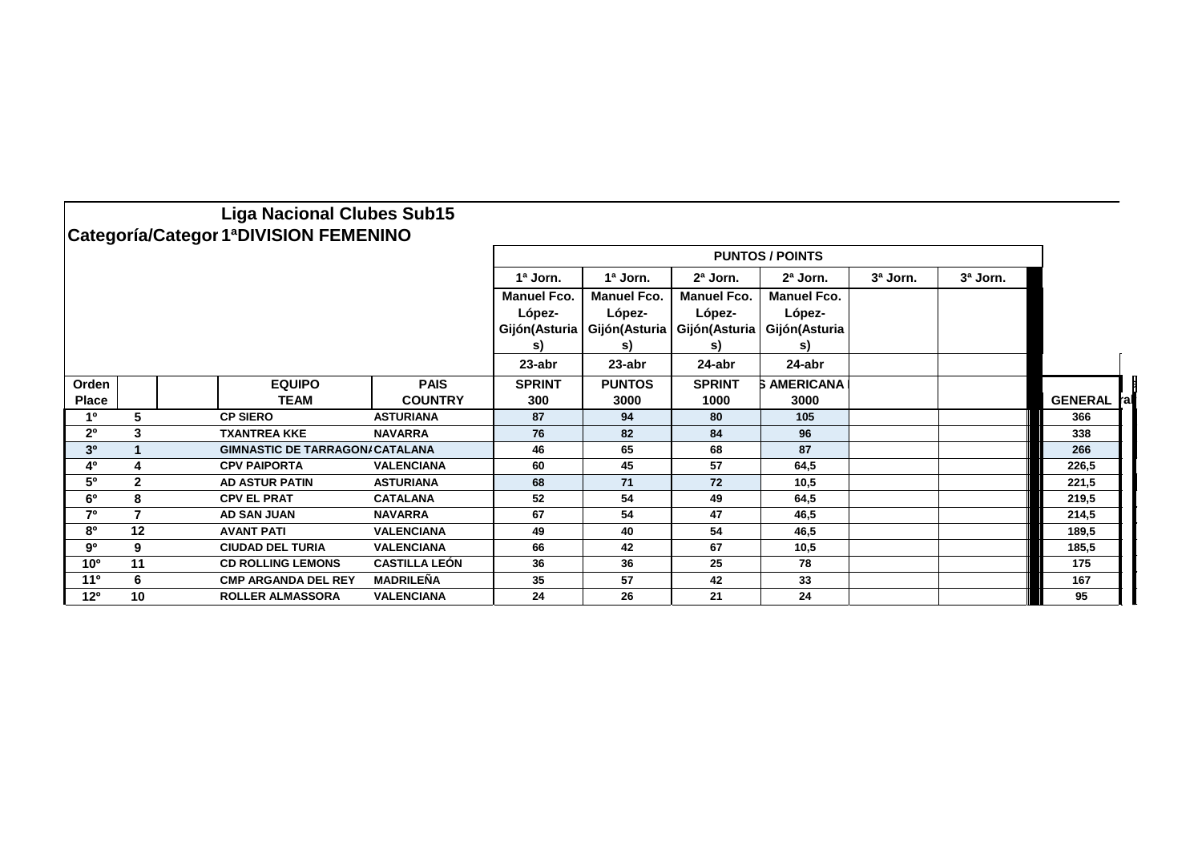## Liga Nacional Clubes Sub15

**Categoría/Categor 1ªDIVISION FEMENINO**

| Orden Place | | | EQUIPO TEAM | PAIS COUNTRY | 1ª Jorn. Manuel Fco. López-Gijón(Asturias) 23-abr SPRINT 300 | 1ª Jorn. Manuel Fco. López-Gijón(Asturias) 23-abr PUNTOS 3000 | 2ª Jorn. Manuel Fco. López-Gijón(Asturias) 24-abr SPRINT 1000 | 2ª Jorn. Manuel Fco. López-Gijón(Asturias) 24-abr S AMERICANA 3000 | 3ª Jorn. | 3ª Jorn. | GENERAL |
|---|---|---|---|---|---|---|---|---|---|---|---|
| 1º | 5 | | CP SIERO | ASTURIANA | 87 | 94 | 80 | 105 | | | 366 |
| 2º | 3 | | TXANTREA KKE | NAVARRA | 76 | 82 | 84 | 96 | | | 338 |
| 3º | 1 | | GIMNASTIC DE TARRAGON/ | CATALANA | 46 | 65 | 68 | 87 | | | 266 |
| 4º | 4 | | CPV PAIPORTA | VALENCIANA | 60 | 45 | 57 | 64,5 | | | 226,5 |
| 5º | 2 | | AD ASTUR PATIN | ASTURIANA | 68 | 71 | 72 | 10,5 | | | 221,5 |
| 6º | 8 | | CPV EL PRAT | CATALANA | 52 | 54 | 49 | 64,5 | | | 219,5 |
| 7º | 7 | | AD SAN JUAN | NAVARRA | 67 | 54 | 47 | 46,5 | | | 214,5 |
| 8º | 12 | | AVANT PATI | VALENCIANA | 49 | 40 | 54 | 46,5 | | | 189,5 |
| 9º | 9 | | CIUDAD DEL TURIA | VALENCIANA | 66 | 42 | 67 | 10,5 | | | 185,5 |
| 10º | 11 | | CD ROLLING LEMONS | CASTILLA LEÓN | 36 | 36 | 25 | 78 | | | 175 |
| 11º | 6 | | CMP ARGANDA DEL REY | MADRILEÑA | 35 | 57 | 42 | 33 | | | 167 |
| 12º | 10 | | ROLLER ALMASSORA | VALENCIANA | 24 | 26 | 21 | 24 | | | 95 |